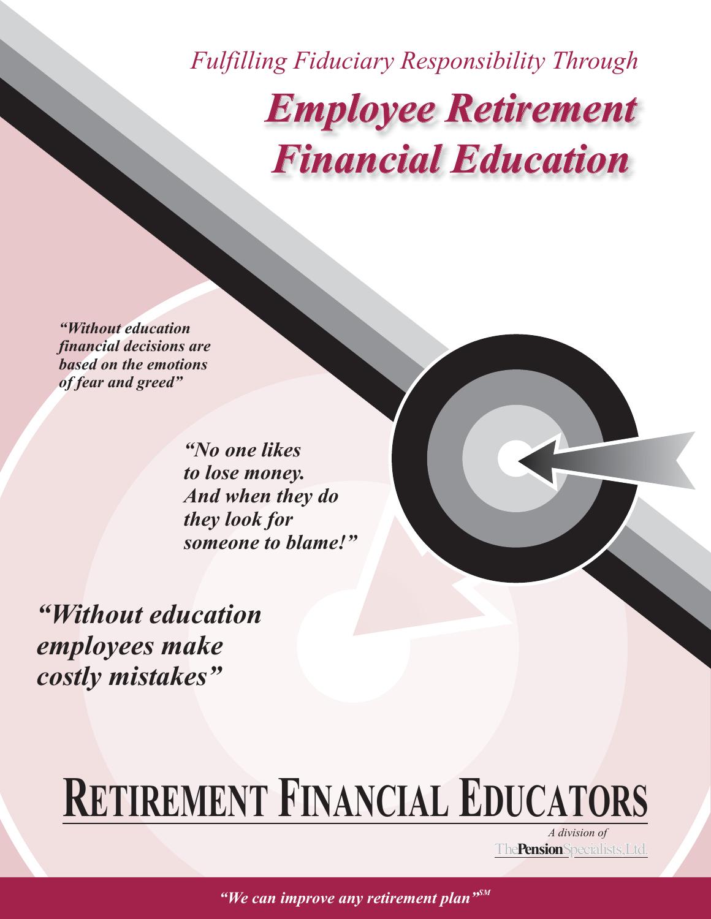*Fulfilling Fiduciary Responsibility Through*

# *Employee Retirement Financial Education*

***"Without education financial decisions are based on the emotions of fear and greed"***

***"No one likes to lose money. And when they do they look for someone to blame!"***

***"Without education employees make costly mistakes"***

# RETIREMENT FINANCIAL EDUCATORS

*A division of*
The **Pension** Specialists, Ltd.

***"We can improve any retirement plan"*** SM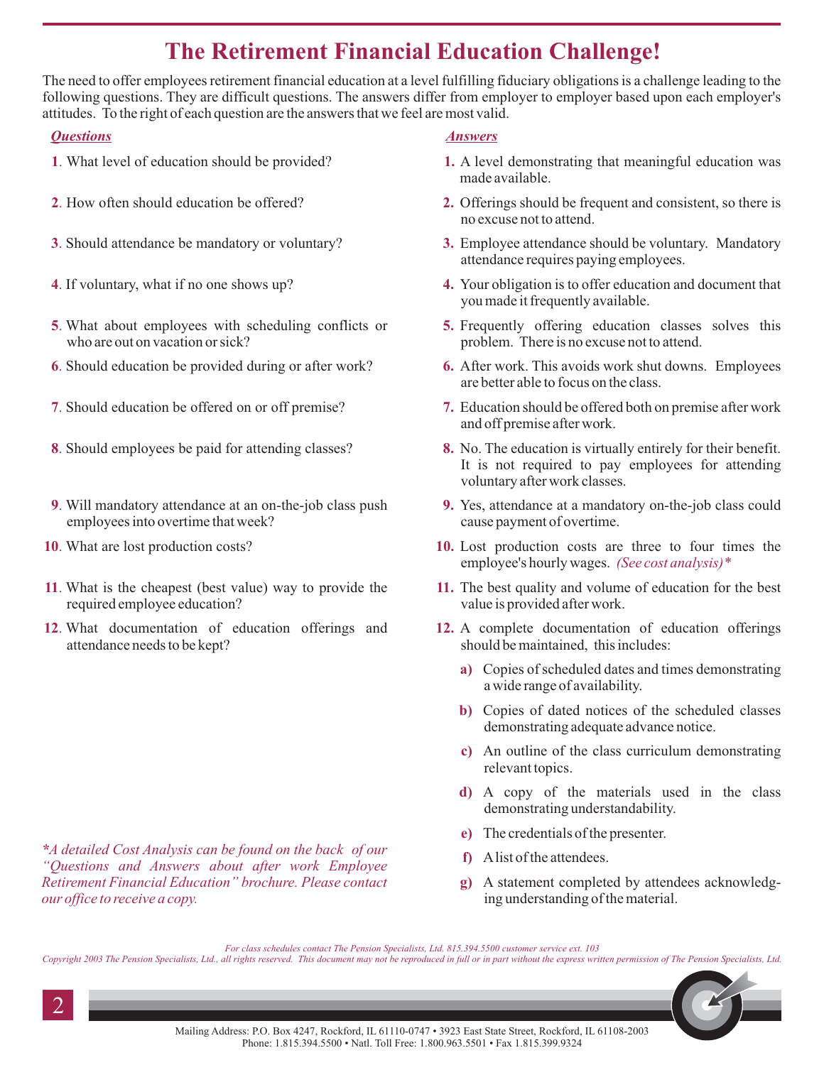# The Retirement Financial Education Challenge!

The need to offer employees retirement financial education at a level fulfilling fiduciary obligations is a challenge leading to the following questions. They are difficult questions. The answers differ from employer to employer based upon each employer's attitudes. To the right of each question are the answers that we feel are most valid.

| *Questions* | *Answers* |
|---|---|
| **1**. What level of education should be provided? | **1.** A level demonstrating that meaningful education was made available. |
| **2**. How often should education be offered? | **2.** Offerings should be frequent and consistent, so there is no excuse not to attend. |
| **3**. Should attendance be mandatory or voluntary? | **3.** Employee attendance should be voluntary. Mandatory attendance requires paying employees. |
| **4**. If voluntary, what if no one shows up? | **4.** Your obligation is to offer education and document that you made it frequently available. |
| **5**. What about employees with scheduling conflicts or who are out on vacation or sick? | **5.** Frequently offering education classes solves this problem. There is no excuse not to attend. |
| **6**. Should education be provided during or after work? | **6.** After work. This avoids work shut downs. Employees are better able to focus on the class. |
| **7**. Should education be offered on or off premise? | **7.** Education should be offered both on premise after work and off premise after work. |
| **8**. Should employees be paid for attending classes? | **8.** No. The education is virtually entirely for their benefit. It is not required to pay employees for attending voluntary after work classes. |
| **9**. Will mandatory attendance at an on-the-job class push employees into overtime that week? | **9.** Yes, attendance at a mandatory on-the-job class could cause payment of overtime. |
| **10**. What are lost production costs? | **10.** Lost production costs are three to four times the employee's hourly wages. *(See cost analysis)** |
| **11**. What is the cheapest (best value) way to provide the required employee education? | **11.** The best quality and volume of education for the best value is provided after work. |
| **12**. What documentation of education offerings and attendance needs to be kept? | **12.** A complete documentation of education offerings should be maintained, this includes: |

- **a)** Copies of scheduled dates and times demonstrating a wide range of availability.
- **b)** Copies of dated notices of the scheduled classes demonstrating adequate advance notice.
- **c)** An outline of the class curriculum demonstrating relevant topics.
- **d)** A copy of the materials used in the class demonstrating understandability.
- **e)** The credentials of the presenter.
- **f)** A list of the attendees.
- **g)** A statement completed by attendees acknowledging understanding of the material.

*\*A detailed Cost Analysis can be found on the back of our "Questions and Answers about after work Employee Retirement Financial Education" brochure. Please contact our office to receive a copy.*

*For class schedules contact The Pension Specialists, Ltd. 815.394.5500 customer service ext. 103*

*Copyright 2003 The Pension Specialists, Ltd., all rights reserved. This document may not be reproduced in full or in part without the express written permission of The Pension Specialists, Ltd.*

Mailing Address: P.O. Box 4247, Rockford, IL 61110-0747 • 3923 East State Street, Rockford, IL 61108-2003
Phone: 1.815.394.5500 • Natl. Toll Free: 1.800.963.5501 • Fax 1.815.399.9324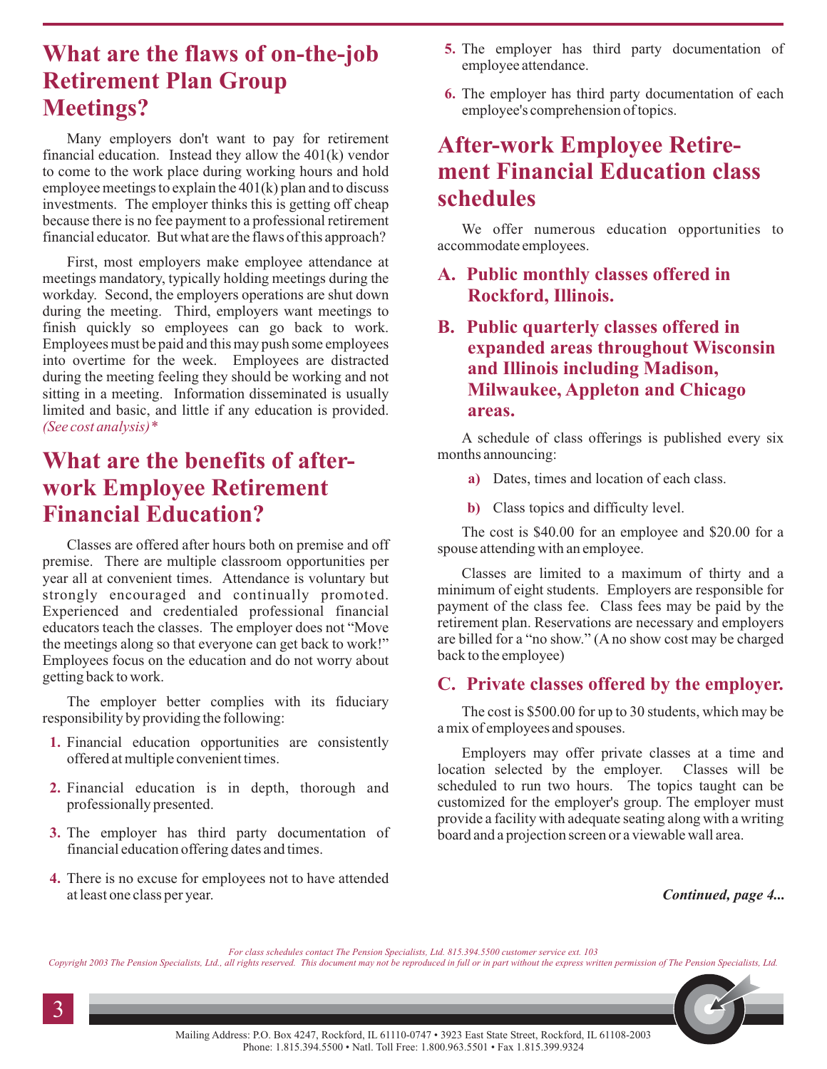## What are the flaws of on-the-job Retirement Plan Group Meetings?

Many employers don't want to pay for retirement financial education. Instead they allow the 401(k) vendor to come to the work place during working hours and hold employee meetings to explain the 401(k) plan and to discuss investments. The employer thinks this is getting off cheap because there is no fee payment to a professional retirement financial educator. But what are the flaws of this approach?

First, most employers make employee attendance at meetings mandatory, typically holding meetings during the workday. Second, the employers operations are shut down during the meeting. Third, employers want meetings to finish quickly so employees can go back to work. Employees must be paid and this may push some employees into overtime for the week. Employees are distracted during the meeting feeling they should be working and not sitting in a meeting. Information disseminated is usually limited and basic, and little if any education is provided. *(See cost analysis)**

## What are the benefits of after-work Employee Retirement Financial Education?

Classes are offered after hours both on premise and off premise. There are multiple classroom opportunities per year all at convenient times. Attendance is voluntary but strongly encouraged and continually promoted. Experienced and credentialed professional financial educators teach the classes. The employer does not "Move the meetings along so that everyone can get back to work!" Employees focus on the education and do not worry about getting back to work.

The employer better complies with its fiduciary responsibility by providing the following:

1. Financial education opportunities are consistently offered at multiple convenient times.
2. Financial education is in depth, thorough and professionally presented.
3. The employer has third party documentation of financial education offering dates and times.
4. There is no excuse for employees not to have attended at least one class per year.
5. The employer has third party documentation of employee attendance.
6. The employer has third party documentation of each employee's comprehension of topics.

## After-work Employee Retirement Financial Education class schedules

We offer numerous education opportunities to accommodate employees.

### A. Public monthly classes offered in Rockford, Illinois.

### B. Public quarterly classes offered in expanded areas throughout Wisconsin and Illinois including Madison, Milwaukee, Appleton and Chicago areas.

A schedule of class offerings is published every six months announcing:

a) Dates, times and location of each class.

b) Class topics and difficulty level.

The cost is $40.00 for an employee and $20.00 for a spouse attending with an employee.

Classes are limited to a maximum of thirty and a minimum of eight students. Employers are responsible for payment of the class fee. Class fees may be paid by the retirement plan. Reservations are necessary and employers are billed for a "no show." (A no show cost may be charged back to the employee)

### C. Private classes offered by the employer.

The cost is $500.00 for up to 30 students, which may be a mix of employees and spouses.

Employers may offer private classes at a time and location selected by the employer. Classes will be scheduled to run two hours. The topics taught can be customized for the employer's group. The employer must provide a facility with adequate seating along with a writing board and a projection screen or a viewable wall area.

***Continued, page 4...***

*For class schedules contact The Pension Specialists, Ltd. 815.394.5500 customer service ext. 103*

*Copyright 2003 The Pension Specialists, Ltd., all rights reserved. This document may not be reproduced in full or in part without the express written permission of The Pension Specialists, Ltd.*

Mailing Address: P.O. Box 4247, Rockford, IL 61110-0747 • 3923 East State Street, Rockford, IL 61108-2003
Phone: 1.815.394.5500 • Natl. Toll Free: 1.800.963.5501 • Fax 1.815.399.9324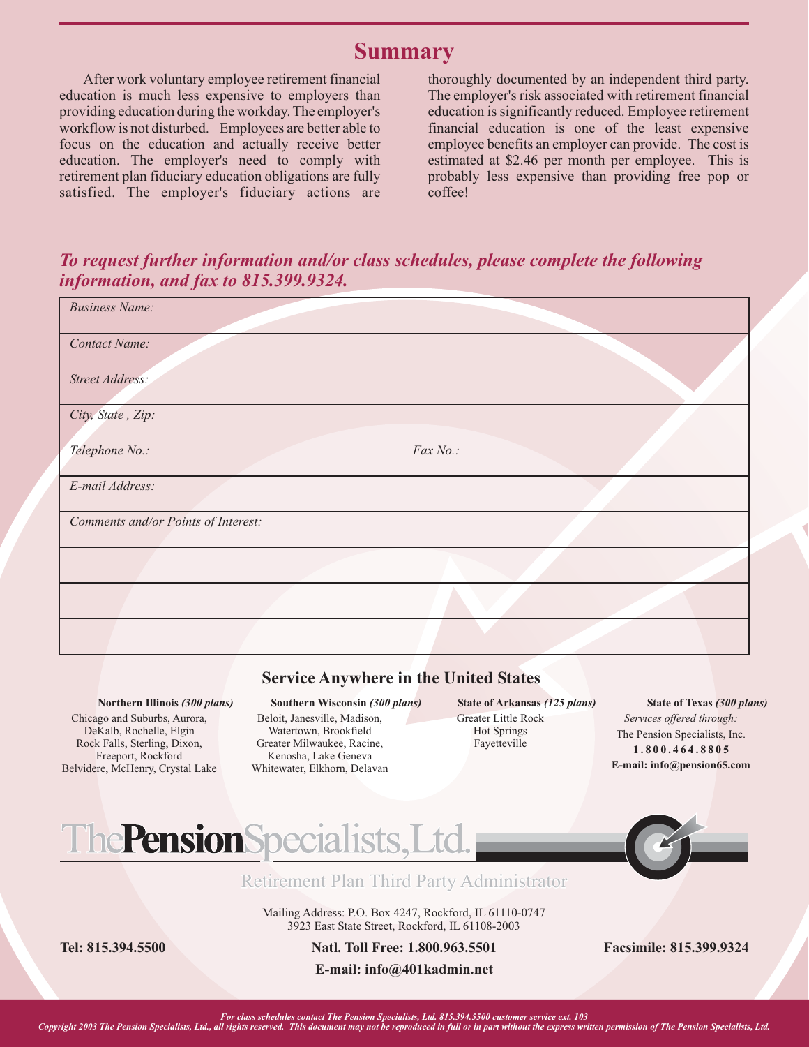## Summary

After work voluntary employee retirement financial education is much less expensive to employers than providing education during the workday. The employer's workflow is not disturbed. Employees are better able to focus on the education and actually receive better education. The employer's need to comply with retirement plan fiduciary education obligations are fully satisfied. The employer's fiduciary actions are thoroughly documented by an independent third party. The employer's risk associated with retirement financial education is significantly reduced. Employee retirement financial education is one of the least expensive employee benefits an employer can provide. The cost is estimated at $2.46 per month per employee. This is probably less expensive than providing free pop or coffee!

***To request further information and/or class schedules, please complete the following information, and fax to 815.399.9324.***

| | |
|---|---|
| *Business Name:* | |
| *Contact Name:* | |
| *Street Address:* | |
| *City, State , Zip:* | |
| *Telephone No.:* | *Fax No.:* |
| *E-mail Address:* | |
| *Comments and/or Points of Interest:* | |
| | |
| | |
| | |

### Service Anywhere in the United States

**Northern Illinois** ***(300 plans)***
Chicago and Suburbs, Aurora, DeKalb, Rochelle, Elgin Rock Falls, Sterling, Dixon, Freeport, Rockford Belvidere, McHenry, Crystal Lake

**Southern Wisconsin** ***(300 plans)***
Beloit, Janesville, Madison, Watertown, Brookfield Greater Milwaukee, Racine, Kenosha, Lake Geneva Whitewater, Elkhorn, Delavan

**State of Arkansas** ***(125 plans)***
Greater Little Rock
Hot Springs
Fayetteville

**State of Texas** ***(300 plans)***
*Services offered through:*
The Pension Specialists, Inc.
**1.800.464.8805**
**E-mail: info@pension65.com**

# The**Pension**Specialists,Ltd.

Retirement Plan Third Party Administrator

Mailing Address: P.O. Box 4247, Rockford, IL 61110-0747
3923 East State Street, Rockford, IL 61108-2003

**Tel: 815.394.5500**

**Natl. Toll Free: 1.800.963.5501**

**Facsimile: 815.399.9324**

**E-mail: info@401kadmin.net**

***For class schedules contact The Pension Specialists, Ltd. 815.394.5500 customer service ext. 103***

***Copyright 2003 The Pension Specialists, Ltd., all rights reserved. This document may not be reproduced in full or in part without the express written permission of The Pension Specialists, Ltd.***